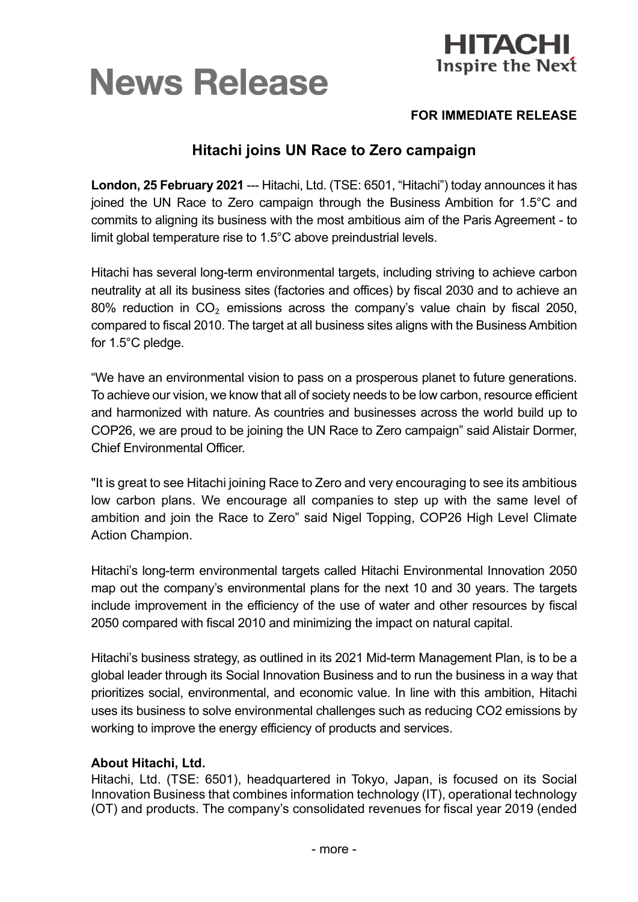# News Release

**HITACHI**
**Inspire the Next**

**FOR IMMEDIATE RELEASE**

## Hitachi joins UN Race to Zero campaign

**London, 25 February 2021** --- Hitachi, Ltd. (TSE: 6501, "Hitachi") today announces it has joined the UN Race to Zero campaign through the Business Ambition for 1.5°C and commits to aligning its business with the most ambitious aim of the Paris Agreement - to limit global temperature rise to 1.5°C above preindustrial levels.

Hitachi has several long-term environmental targets, including striving to achieve carbon neutrality at all its business sites (factories and offices) by fiscal 2030 and to achieve an 80% reduction in $CO_2$ emissions across the company's value chain by fiscal 2050, compared to fiscal 2010. The target at all business sites aligns with the Business Ambition for 1.5°C pledge.

"We have an environmental vision to pass on a prosperous planet to future generations. To achieve our vision, we know that all of society needs to be low carbon, resource efficient and harmonized with nature. As countries and businesses across the world build up to COP26, we are proud to be joining the UN Race to Zero campaign" said Alistair Dormer, Chief Environmental Officer.

"It is great to see Hitachi joining Race to Zero and very encouraging to see its ambitious low carbon plans. We encourage all companies to step up with the same level of ambition and join the Race to Zero" said Nigel Topping, COP26 High Level Climate Action Champion.

Hitachi's long-term environmental targets called Hitachi Environmental Innovation 2050 map out the company's environmental plans for the next 10 and 30 years. The targets include improvement in the efficiency of the use of water and other resources by fiscal 2050 compared with fiscal 2010 and minimizing the impact on natural capital.

Hitachi's business strategy, as outlined in its 2021 Mid-term Management Plan, is to be a global leader through its Social Innovation Business and to run the business in a way that prioritizes social, environmental, and economic value. In line with this ambition, Hitachi uses its business to solve environmental challenges such as reducing CO2 emissions by working to improve the energy efficiency of products and services.

**About Hitachi, Ltd.**

Hitachi, Ltd. (TSE: 6501), headquartered in Tokyo, Japan, is focused on its Social Innovation Business that combines information technology (IT), operational technology (OT) and products. The company's consolidated revenues for fiscal year 2019 (ended

- more -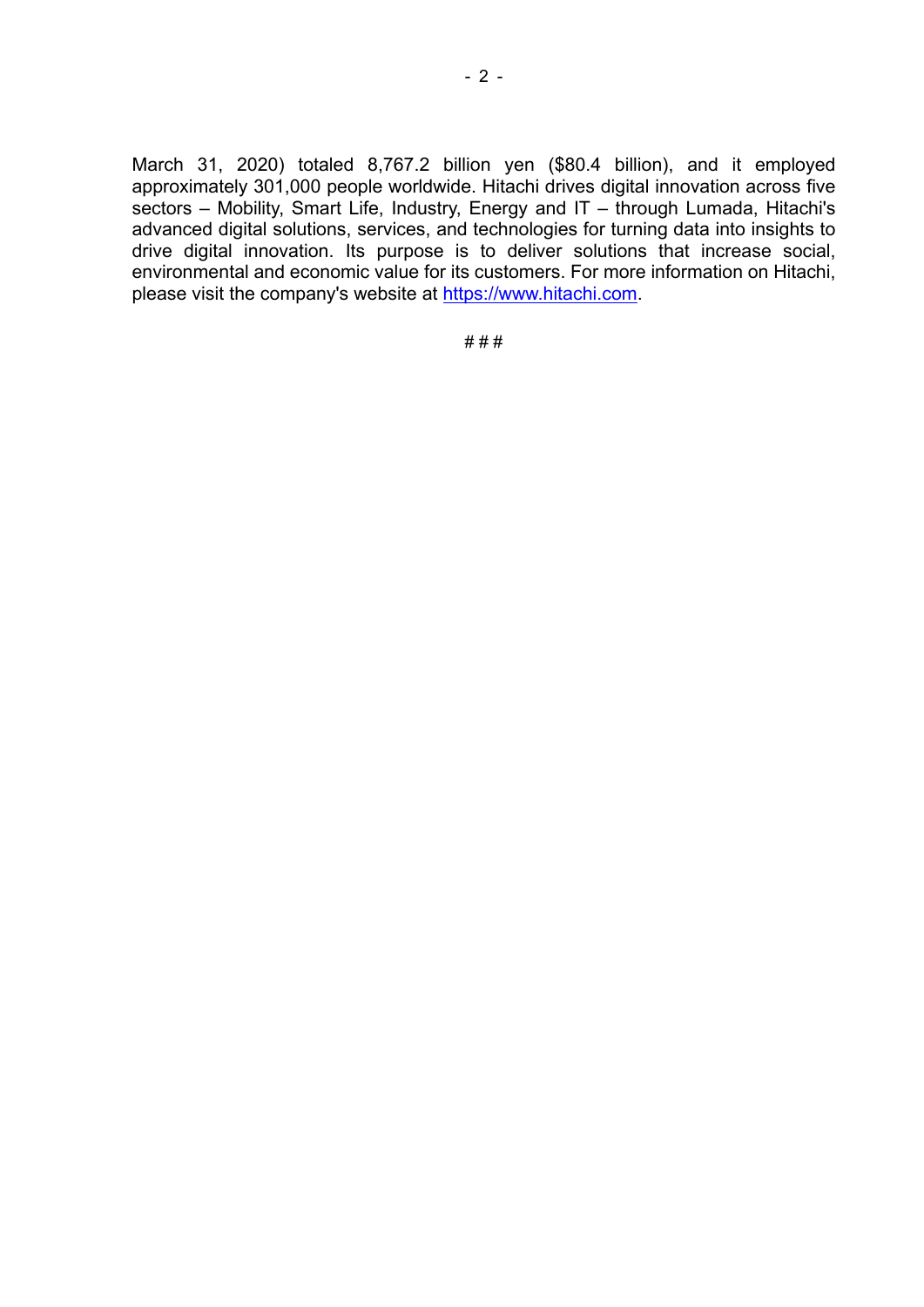March 31, 2020) totaled 8,767.2 billion yen ($80.4 billion), and it employed approximately 301,000 people worldwide. Hitachi drives digital innovation across five sectors – Mobility, Smart Life, Industry, Energy and IT – through Lumada, Hitachi's advanced digital solutions, services, and technologies for turning data into insights to drive digital innovation. Its purpose is to deliver solutions that increase social, environmental and economic value for its customers. For more information on Hitachi, please visit the company's website at https://www.hitachi.com.

# # #